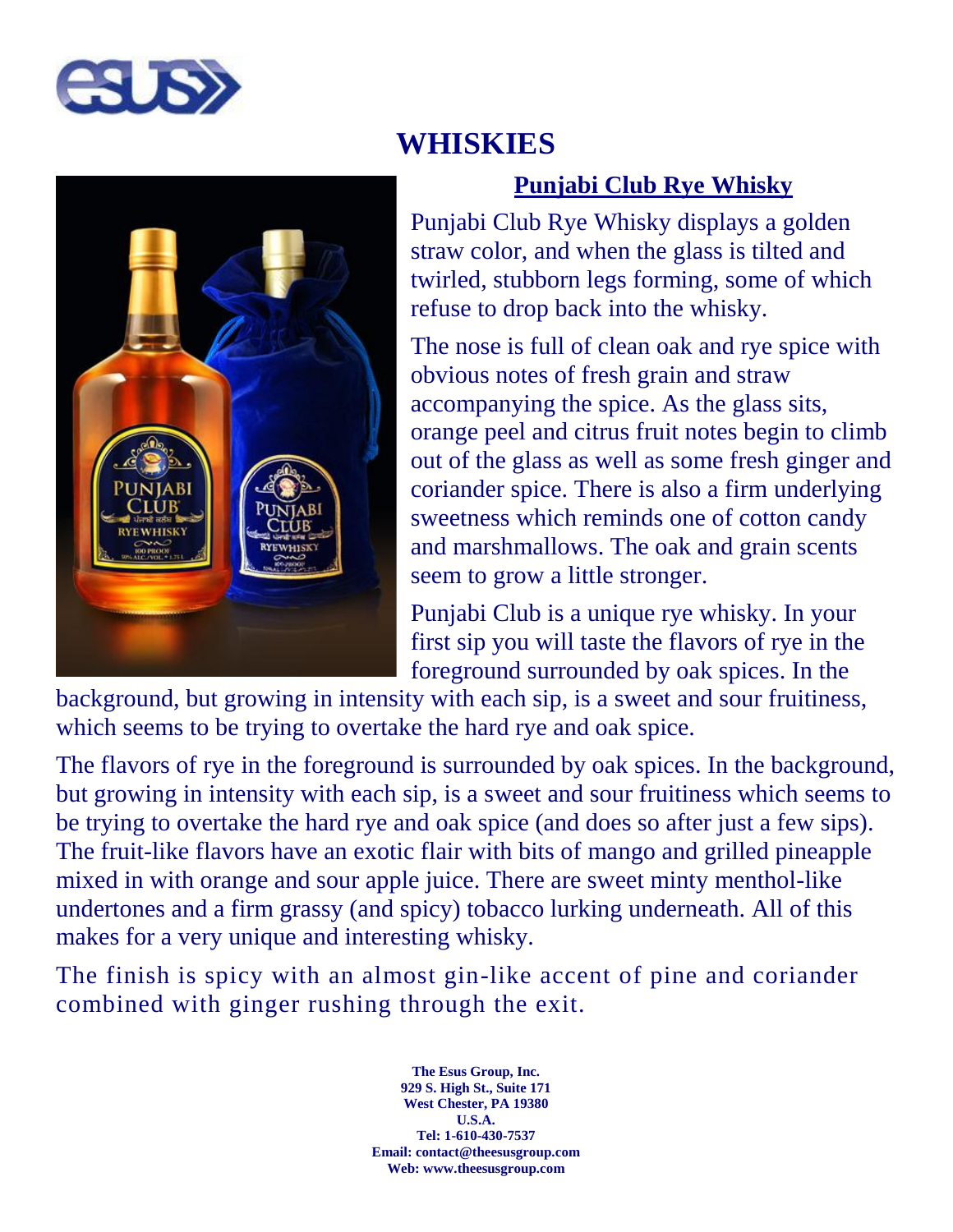# WHISKIES

## Punjabi Club Rye Whisky

Punjabi Club Rye Whisky displays a golden straw color, and when the glass is tilted and twirled, stubborn legs forming, some of which refuse to drop back into the whisky.

The nose is full of clean oak and rye spice with obvious notes of fresh grain and straw accompanying the spice. As the glass sits, orange peel and citrus fruit notes begin to climb out of the glass as well as some fresh ginger and coriander spice. There is also a firm underlying sweetness which reminds one of cotton candy and marshmallows. The oak and grain scents seem to grow a little stronger.

Punjabi Club is a unique rye whisky. In your first sip you will taste the flavors of rye in the foreground surrounded by oak spices. In the background, but growing in intensity with each sip, is a sweet and sour fruitiness, which seems to be trying to overtake the hard rye and oak spice.

The flavors of rye in the foreground is surrounded by oak spices. In the background, but growing in intensity with each sip, is a sweet and sour fruitiness which seems to be trying to overtake the hard rye and oak spice (and does so after just a few sips). The fruit-like flavors have an exotic flair with bits of mango and grilled pineapple mixed in with orange and sour apple juice. There are sweet minty menthol-like undertones and a firm grassy (and spicy) tobacco lurking underneath. All of this makes for a very unique and interesting whisky.

The finish is spicy with an almost gin-like accent of pine and coriander combined with ginger rushing through the exit.

**The Esus Group, Inc.**
**929 S. High St., Suite 171**
**West Chester, PA 19380**
**U.S.A.**
**Tel: 1-610-430-7537**
**Email: contact@theesusgroup.com**
**Web: www.theesusgroup.com**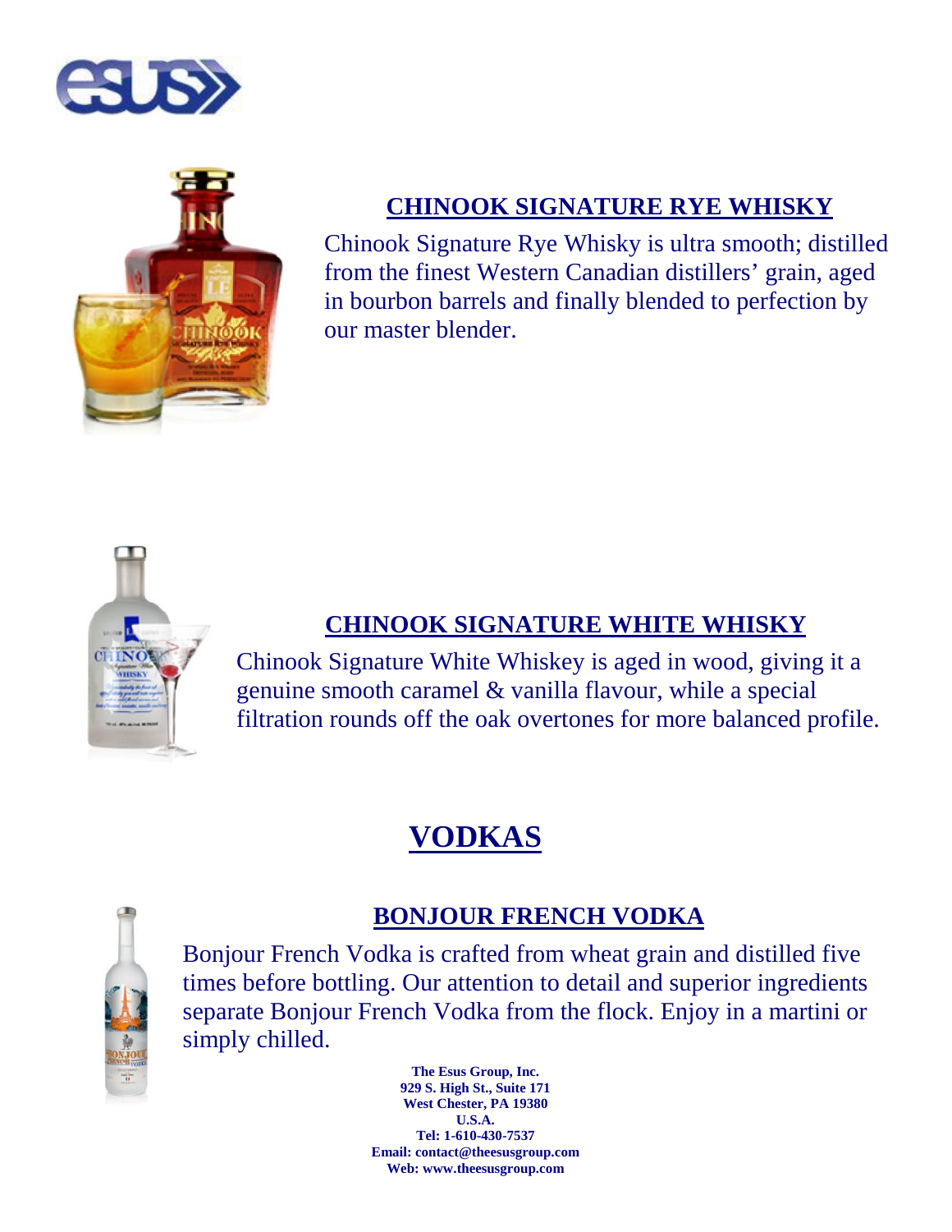## CHINOOK SIGNATURE RYE WHISKY

Chinook Signature Rye Whisky is ultra smooth; distilled from the finest Western Canadian distillers' grain, aged in bourbon barrels and finally blended to perfection by our master blender.

## CHINOOK SIGNATURE WHITE WHISKY

Chinook Signature White Whiskey is aged in wood, giving it a genuine smooth caramel & vanilla flavour, while a special filtration rounds off the oak overtones for more balanced profile.

# VODKAS

## BONJOUR FRENCH VODKA

Bonjour French Vodka is crafted from wheat grain and distilled five times before bottling. Our attention to detail and superior ingredients separate Bonjour French Vodka from the flock. Enjoy in a martini or simply chilled.

**The Esus Group, Inc.**
**929 S. High St., Suite 171**
**West Chester, PA 19380**
**U.S.A.**
**Tel: 1-610-430-7537**
**Email: contact@theesusgroup.com**
**Web: www.theesusgroup.com**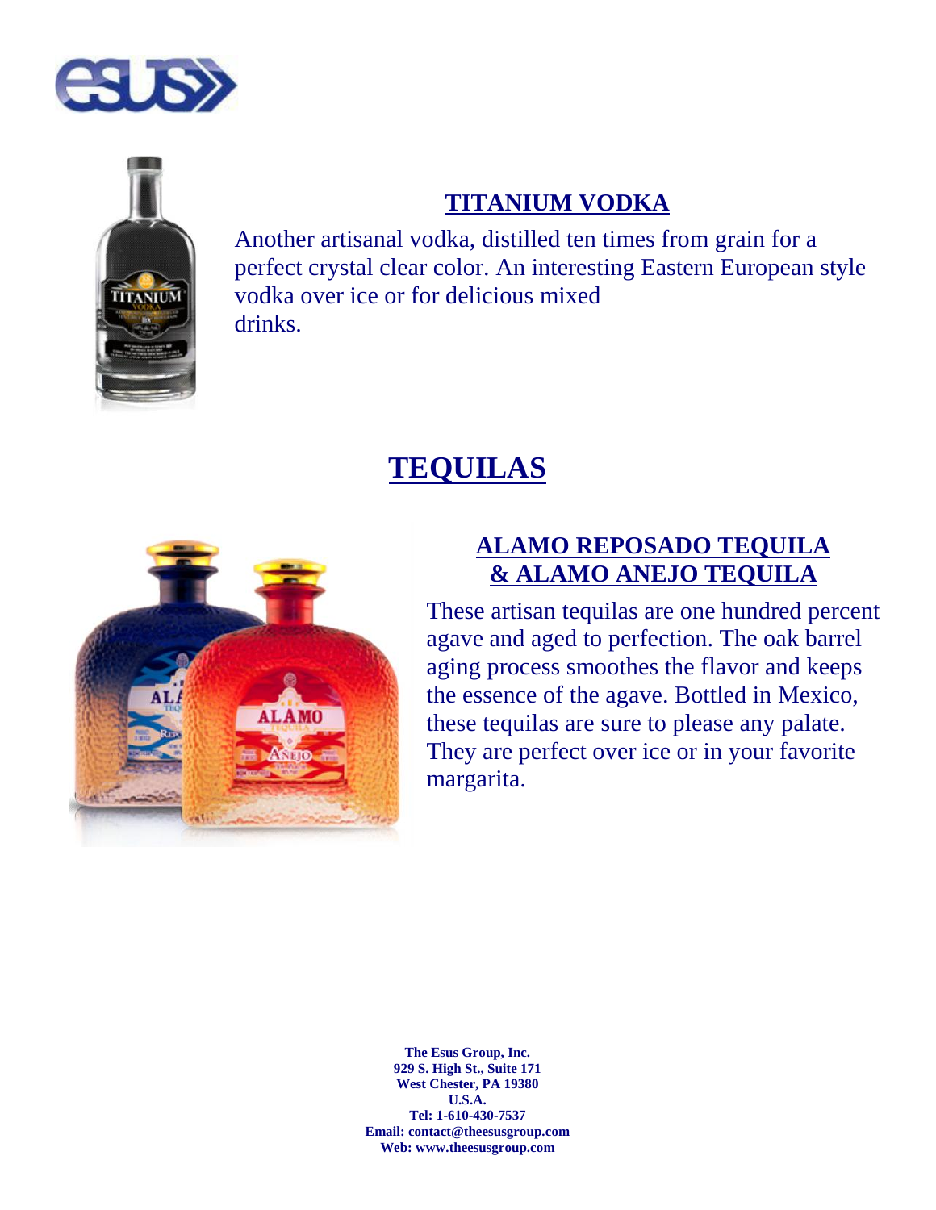## TITANIUM VODKA

Another artisanal vodka, distilled ten times from grain for a perfect crystal clear color. An interesting Eastern European style vodka over ice or for delicious mixed drinks.

# TEQUILAS

## ALAMO REPOSADO TEQUILA & ALAMO ANEJO TEQUILA

These artisan tequilas are one hundred percent agave and aged to perfection. The oak barrel aging process smoothes the flavor and keeps the essence of the agave. Bottled in Mexico, these tequilas are sure to please any palate. They are perfect over ice or in your favorite margarita.

**The Esus Group, Inc.**
**929 S. High St., Suite 171**
**West Chester, PA 19380**
**U.S.A.**
**Tel: 1-610-430-7537**
**Email: contact@theesusgroup.com**
**Web: www.theesusgroup.com**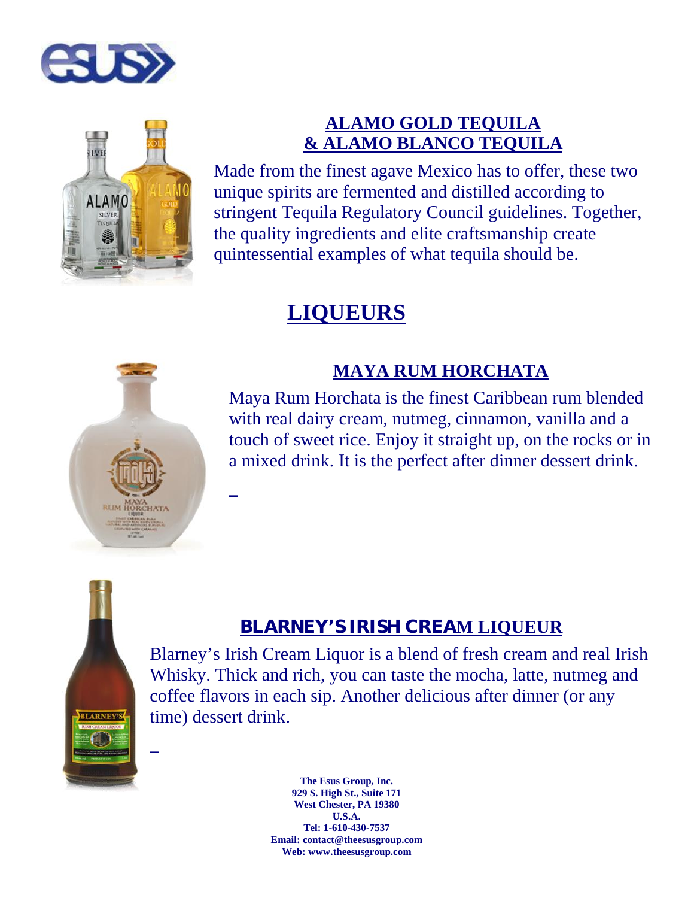## ALAMO GOLD TEQUILA & ALAMO BLANCO TEQUILA

Made from the finest agave Mexico has to offer, these two unique spirits are fermented and distilled according to stringent Tequila Regulatory Council guidelines. Together, the quality ingredients and elite craftsmanship create quintessential examples of what tequila should be.

# LIQUEURS

## MAYA RUM HORCHATA

Maya Rum Horchata is the finest Caribbean rum blended with real dairy cream, nutmeg, cinnamon, vanilla and a touch of sweet rice. Enjoy it straight up, on the rocks or in a mixed drink. It is the perfect after dinner dessert drink.

## BLARNEY'S IRISH CREAM LIQUEUR

Blarney's Irish Cream Liquor is a blend of fresh cream and real Irish Whisky. Thick and rich, you can taste the mocha, latte, nutmeg and coffee flavors in each sip. Another delicious after dinner (or any time) dessert drink.

**The Esus Group, Inc.**
**929 S. High St., Suite 171**
**West Chester, PA 19380**
**U.S.A.**
**Tel: 1-610-430-7537**
**Email: contact@theesusgroup.com**
**Web: www.theesusgroup.com**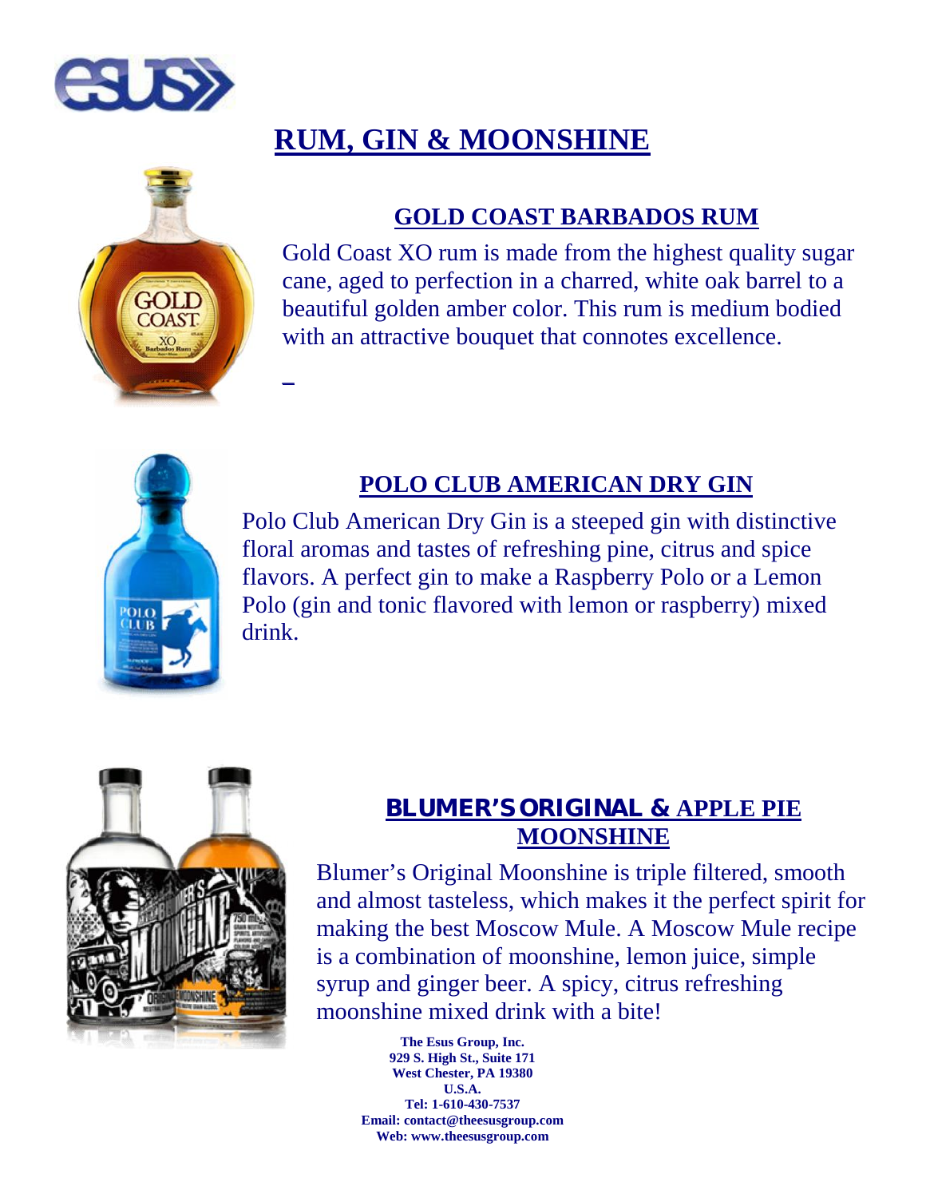# RUN, GIN & MOONSHINE

## GOLD COAST BARBADOS RUM

Gold Coast XO rum is made from the highest quality sugar cane, aged to perfection in a charred, white oak barrel to a beautiful golden amber color. This rum is medium bodied with an attractive bouquet that connotes excellence.

## POLO CLUB AMERICAN DRY GIN

Polo Club American Dry Gin is a steeped gin with distinctive floral aromas and tastes of refreshing pine, citrus and spice flavors. A perfect gin to make a Raspberry Polo or a Lemon Polo (gin and tonic flavored with lemon or raspberry) mixed drink.

## BLUMER'S ORIGINAL & APPLE PIE MOONSHINE

Blumer's Original Moonshine is triple filtered, smooth and almost tasteless, which makes it the perfect spirit for making the best Moscow Mule. A Moscow Mule recipe is a combination of moonshine, lemon juice, simple syrup and ginger beer. A spicy, citrus refreshing moonshine mixed drink with a bite!

**The Esus Group, Inc.**
**929 S. High St., Suite 171**
**West Chester, PA 19380**
**U.S.A.**
**Tel: 1-610-430-7537**
**Email: contact@theesusgroup.com**
**Web: www.theesusgroup.com**